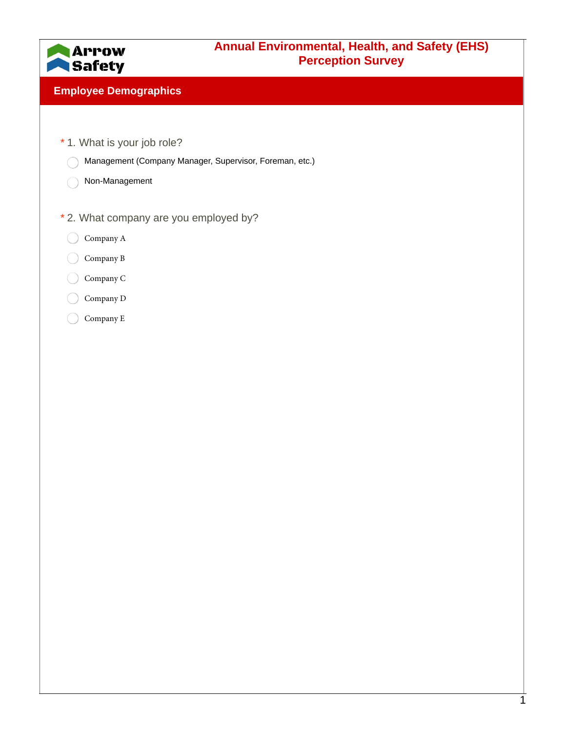Arrow Safety

# Annual Environmental, Health, and Safety (EHS) Perception Survey

## Employee Demographics

\* 1. What is your job role?

- Management (Company Manager, Supervisor, Foreman, etc.)
- Non-Management

\* 2. What company are you employed by?

- Company A
- Company B
- Company C
- Company D
- Company E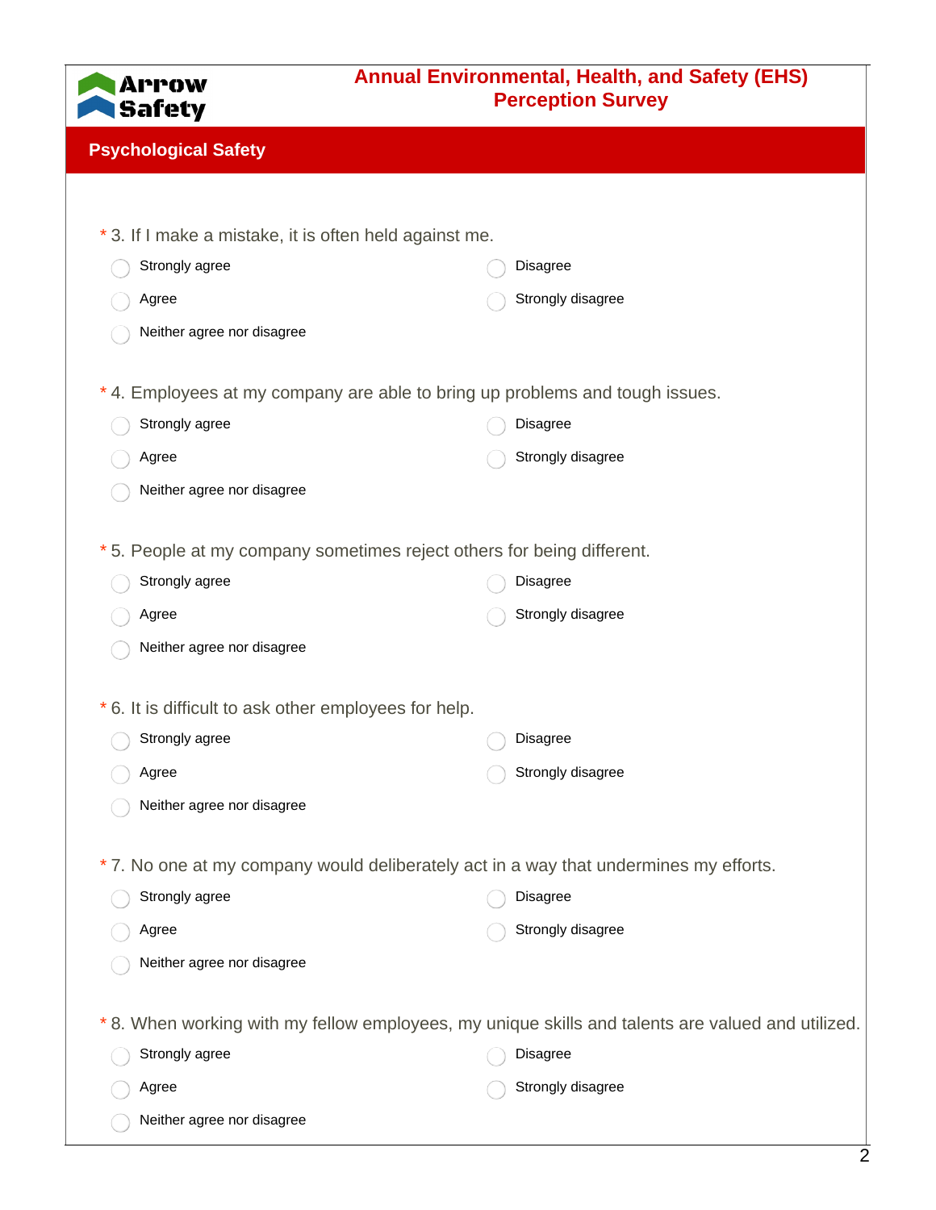# Annual Environmental, Health, and Safety (EHS) Perception Survey

## Psychological Safety

\* 3. If I make a mistake, it is often held against me.

- Strongly agree
- Agree
- Neither agree nor disagree
- Disagree
- Strongly disagree

\* 4. Employees at my company are able to bring up problems and tough issues.

- Strongly agree
- Agree
- Neither agree nor disagree
- Disagree
- Strongly disagree

\* 5. People at my company sometimes reject others for being different.

- Strongly agree
- Agree
- Neither agree nor disagree
- Disagree
- Strongly disagree

\* 6. It is difficult to ask other employees for help.

- Strongly agree
- Agree
- Neither agree nor disagree
- Disagree
- Strongly disagree

\* 7. No one at my company would deliberately act in a way that undermines my efforts.

- Strongly agree
- Agree
- Neither agree nor disagree
- Disagree
- Strongly disagree

\* 8. When working with my fellow employees, my unique skills and talents are valued and utilized.

- Strongly agree
- Agree
- Neither agree nor disagree
- Disagree
- Strongly disagree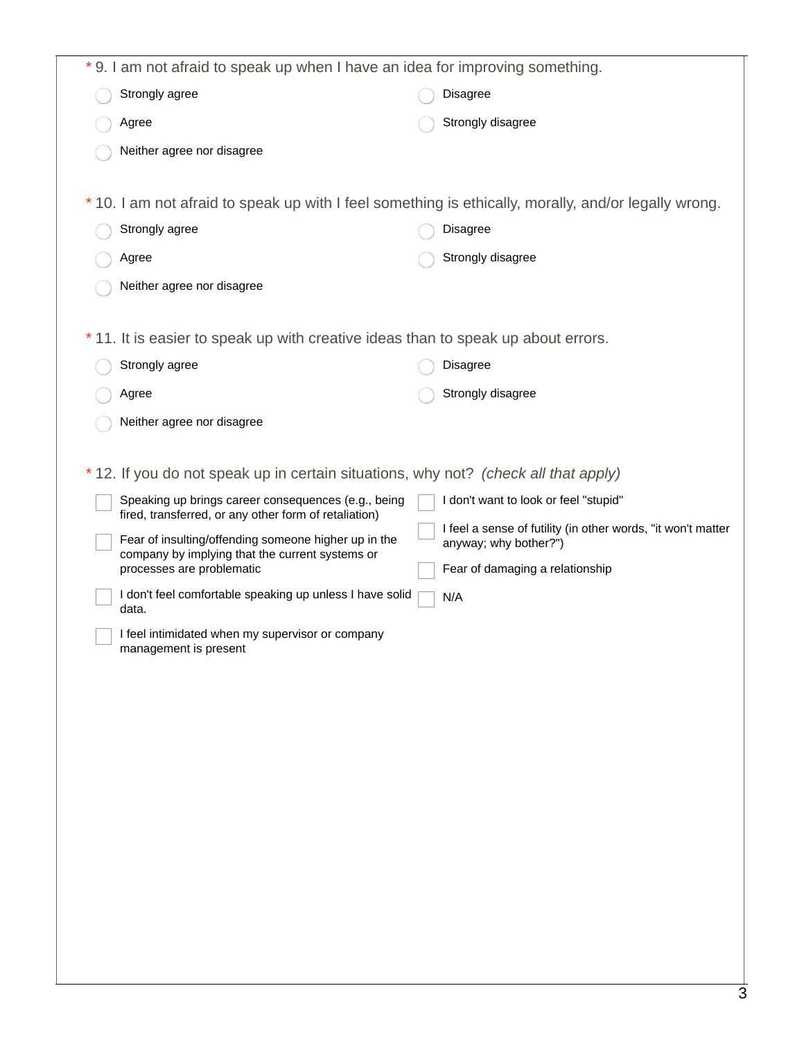\* 9. I am not afraid to speak up when I have an idea for improving something.

- Strongly agree
- Agree
- Neither agree nor disagree
- Disagree
- Strongly disagree

\* 10. I am not afraid to speak up with I feel something is ethically, morally, and/or legally wrong.

- Strongly agree
- Agree
- Neither agree nor disagree
- Disagree
- Strongly disagree

\* 11. It is easier to speak up with creative ideas than to speak up about errors.

- Strongly agree
- Agree
- Neither agree nor disagree
- Disagree
- Strongly disagree

\* 12. If you do not speak up in certain situations, why not? *(check all that apply)*

- [ ] Speaking up brings career consequences (e.g., being fired, transferred, or any other form of retaliation)
- [ ] Fear of insulting/offending someone higher up in the company by implying that the current systems or processes are problematic
- [ ] I don't feel comfortable speaking up unless I have solid data.
- [ ] I feel intimidated when my supervisor or company management is present
- [ ] I don't want to look or feel "stupid"
- [ ] I feel a sense of futility (in other words, "it won't matter anyway; why bother?")
- [ ] Fear of damaging a relationship
- [ ] N/A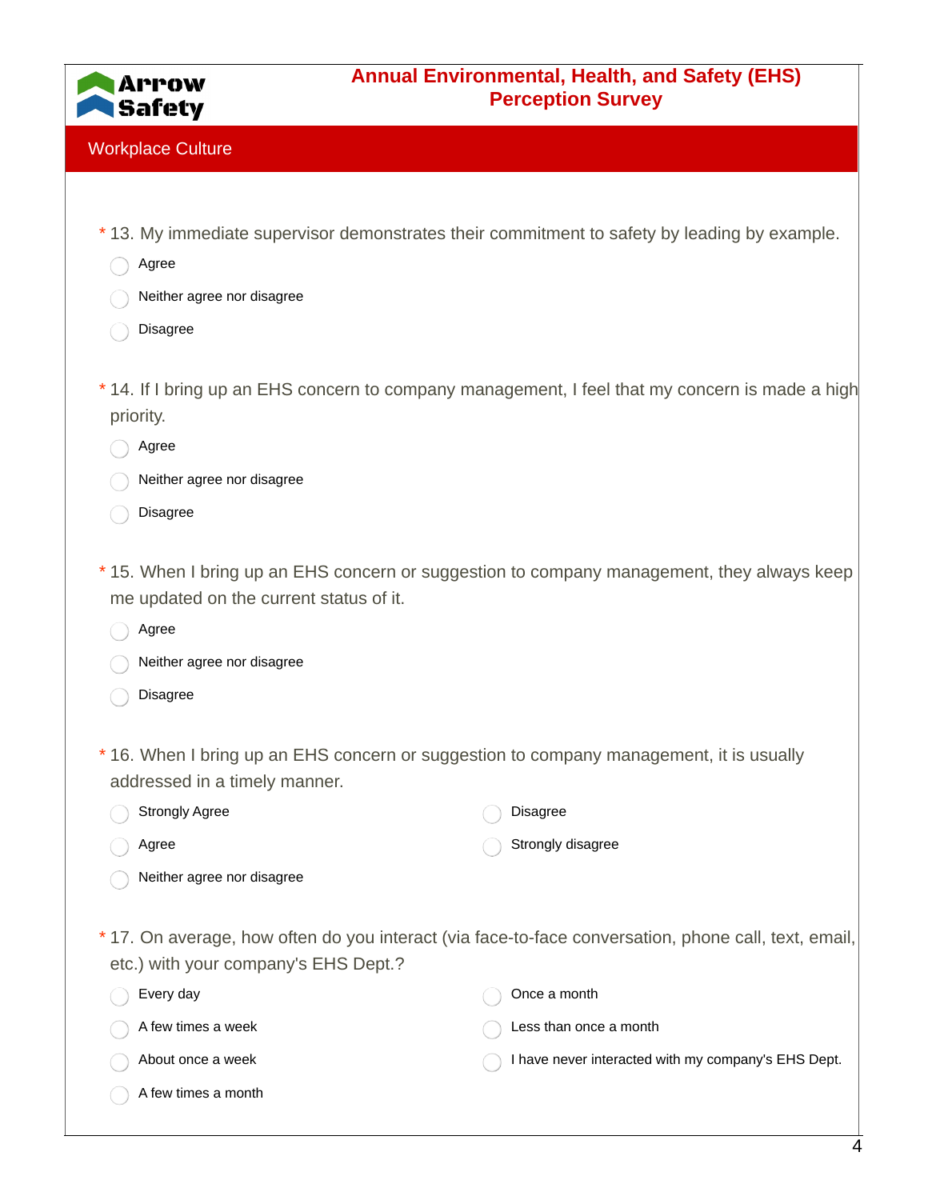**Arrow Safety**

# Annual Environmental, Health, and Safety (EHS) Perception Survey

## Workplace Culture

\* 13. My immediate supervisor demonstrates their commitment to safety by leading by example.

- Agree
- Neither agree nor disagree
- Disagree

\* 14. If I bring up an EHS concern to company management, I feel that my concern is made a high priority.

- Agree
- Neither agree nor disagree
- Disagree

\* 15. When I bring up an EHS concern or suggestion to company management, they always keep me updated on the current status of it.

- Agree
- Neither agree nor disagree
- Disagree

\* 16. When I bring up an EHS concern or suggestion to company management, it is usually addressed in a timely manner.

- Strongly Agree
- Agree
- Neither agree nor disagree
- Disagree
- Strongly disagree

\* 17. On average, how often do you interact (via face-to-face conversation, phone call, text, email, etc.) with your company's EHS Dept.?

- Every day
- A few times a week
- About once a week
- A few times a month
- Once a month
- Less than once a month
- I have never interacted with my company's EHS Dept.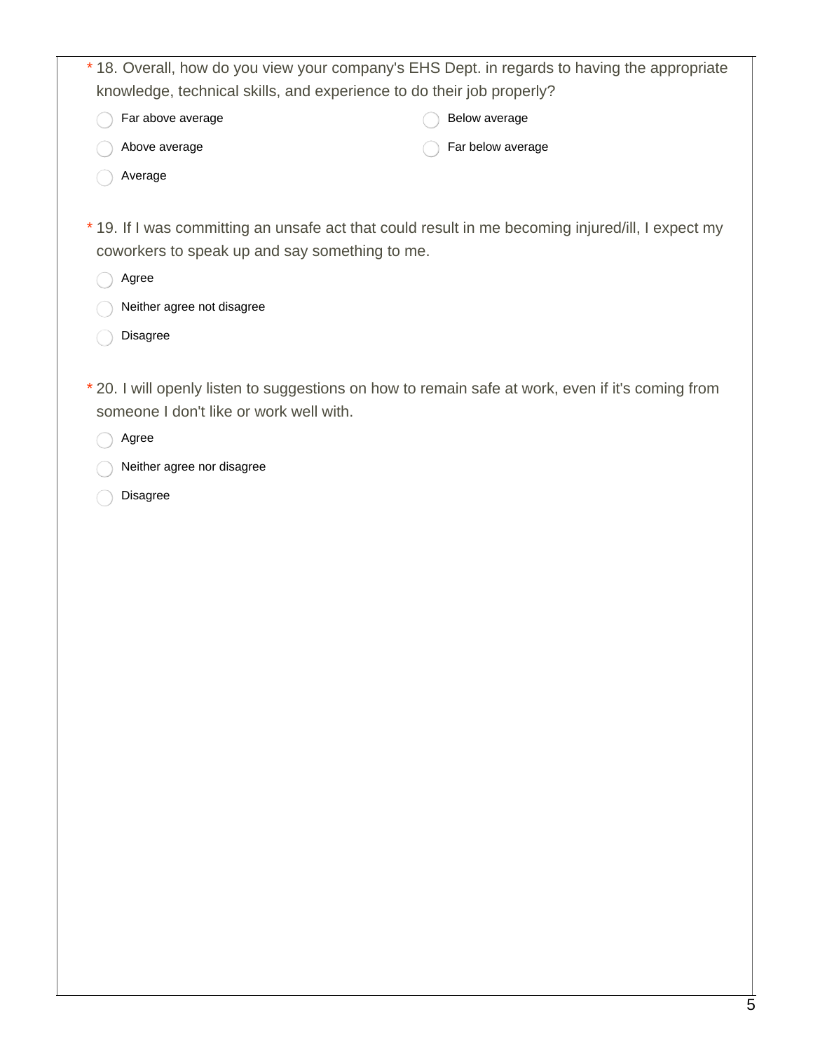\* 18. Overall, how do you view your company's EHS Dept. in regards to having the appropriate knowledge, technical skills, and experience to do their job properly?

- Far above average
- Above average
- Average
- Below average
- Far below average

\* 19. If I was committing an unsafe act that could result in me becoming injured/ill, I expect my coworkers to speak up and say something to me.

- Agree
- Neither agree not disagree
- Disagree

\* 20. I will openly listen to suggestions on how to remain safe at work, even if it's coming from someone I don't like or work well with.

- Agree
- Neither agree nor disagree
- Disagree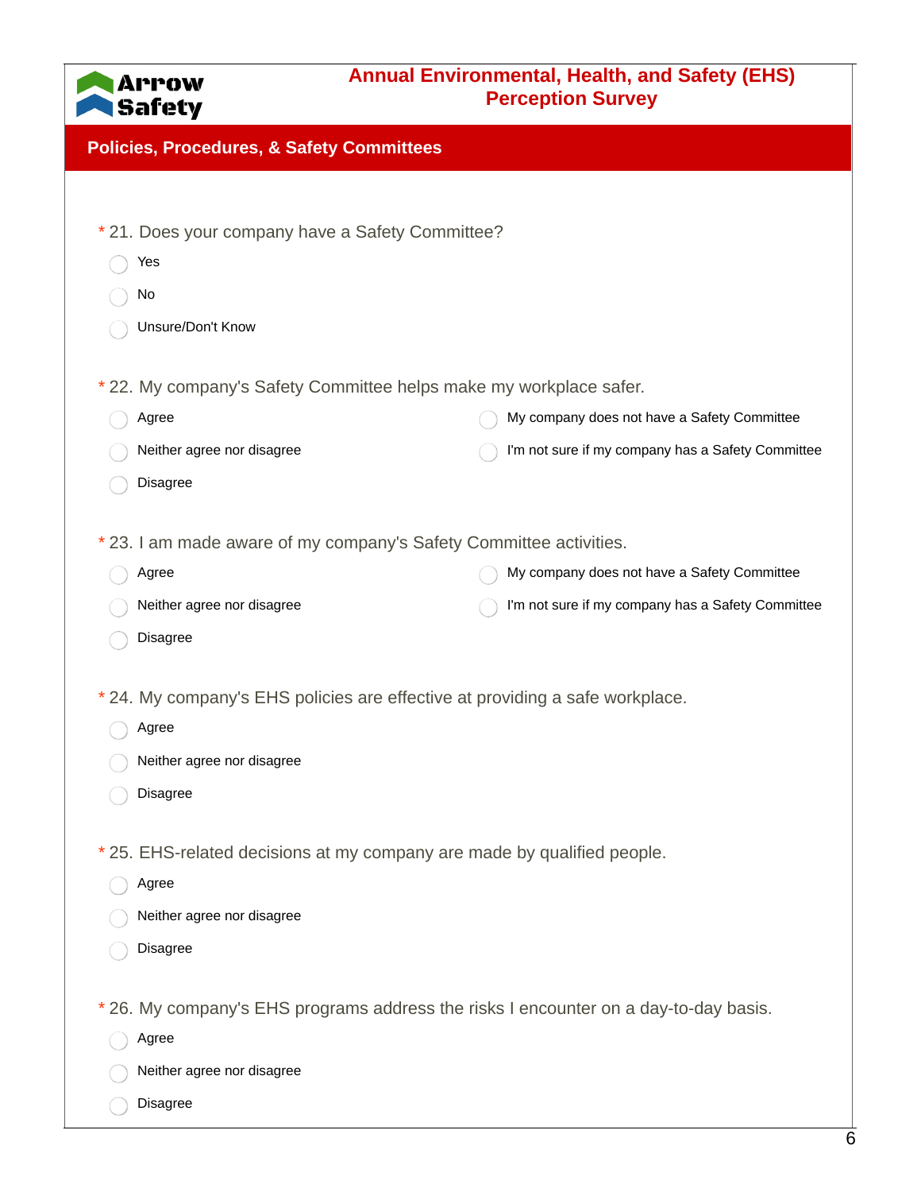## Policies, Procedures, & Safety Committees

\* 21. Does your company have a Safety Committee?

- Yes
- No
- Unsure/Don't Know

\* 22. My company's Safety Committee helps make my workplace safer.

- Agree
- Neither agree nor disagree
- Disagree
- My company does not have a Safety Committee
- I'm not sure if my company has a Safety Committee

\* 23. I am made aware of my company's Safety Committee activities.

- Agree
- Neither agree nor disagree
- Disagree
- My company does not have a Safety Committee
- I'm not sure if my company has a Safety Committee

\* 24. My company's EHS policies are effective at providing a safe workplace.

- Agree
- Neither agree nor disagree
- Disagree

\* 25. EHS-related decisions at my company are made by qualified people.

- Agree
- Neither agree nor disagree
- Disagree

\* 26. My company's EHS programs address the risks I encounter on a day-to-day basis.

- Agree
- Neither agree nor disagree
- Disagree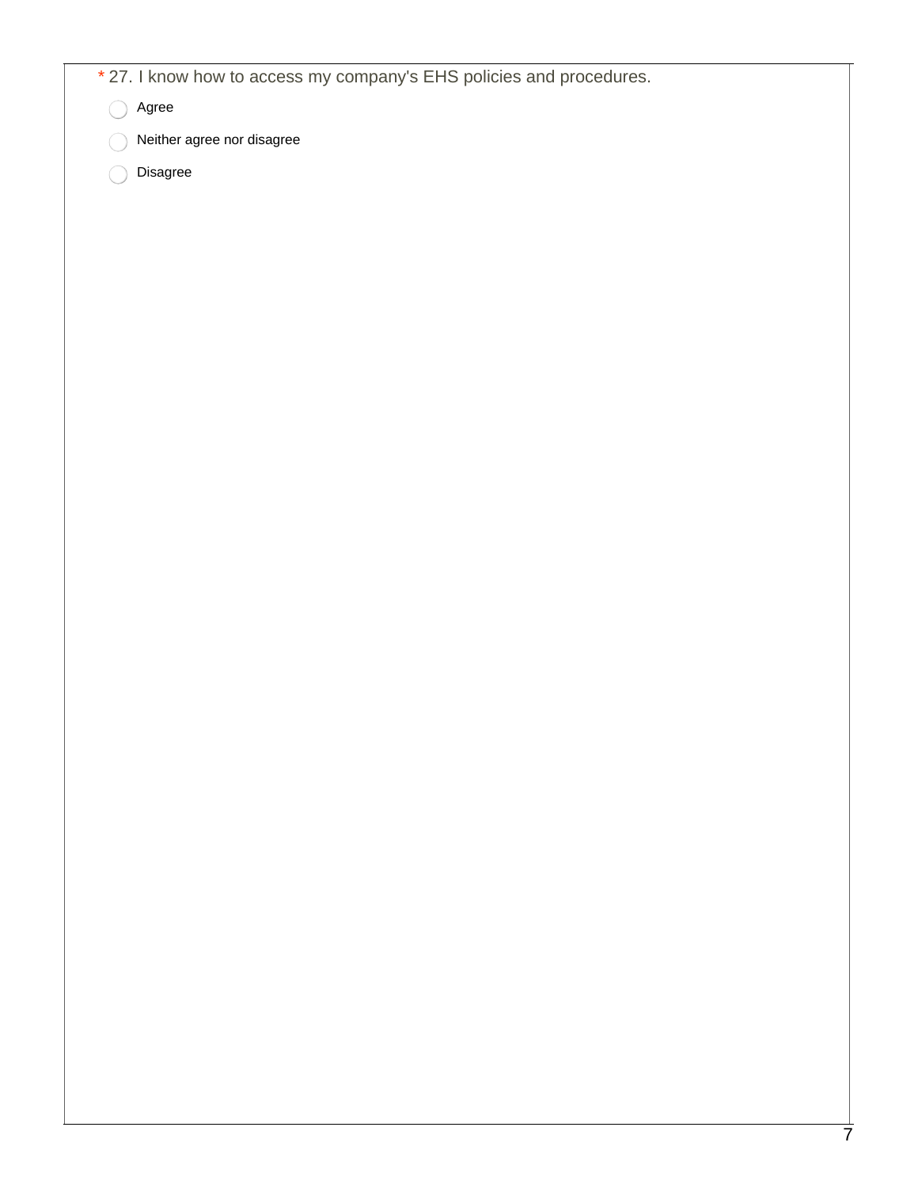* 27. I know how to access my company's EHS policies and procedures.

- Agree
- Neither agree nor disagree
- Disagree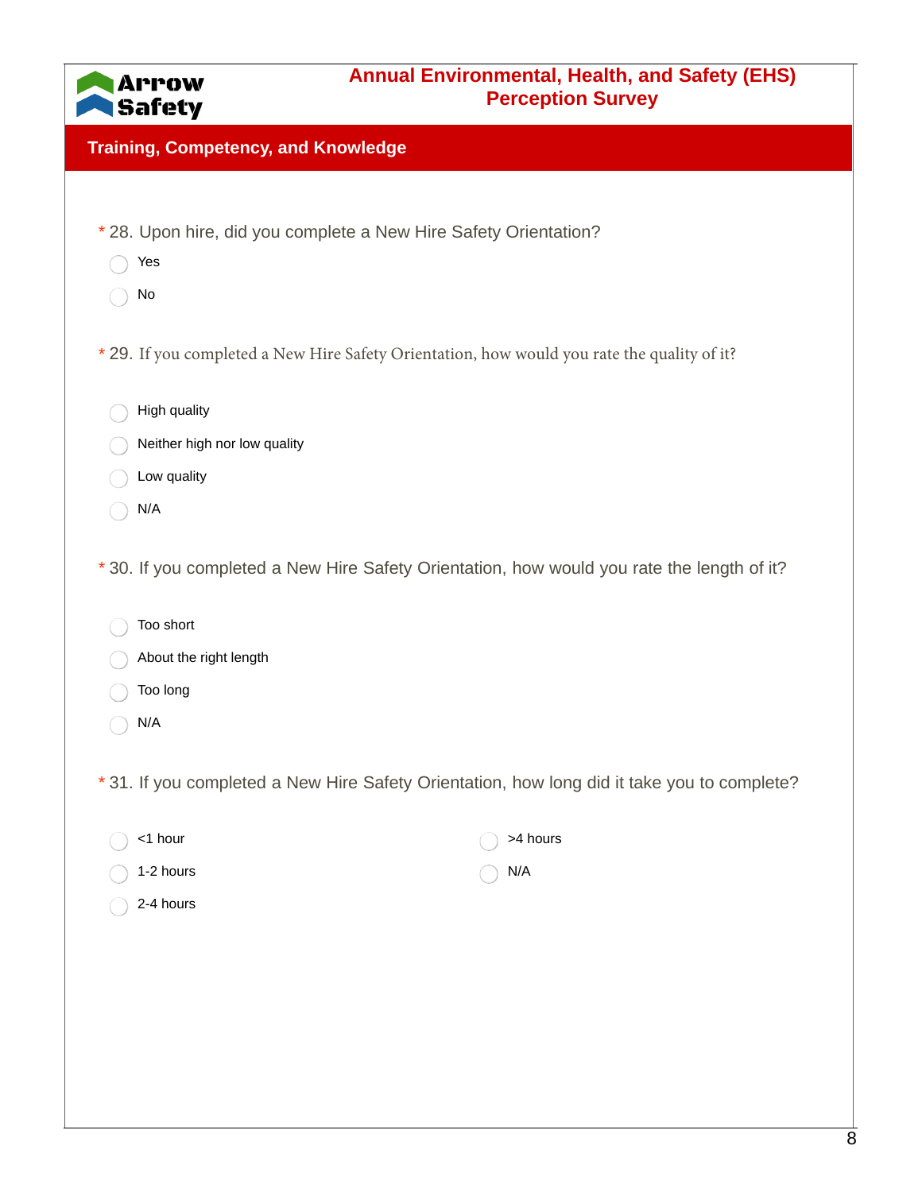## Training, Competency, and Knowledge

* 28. Upon hire, did you complete a New Hire Safety Orientation?

- Yes
- No

* 29. If you completed a New Hire Safety Orientation, how would you rate the quality of it?

- High quality
- Neither high nor low quality
- Low quality
- N/A

* 30. If you completed a New Hire Safety Orientation, how would you rate the length of it?

- Too short
- About the right length
- Too long
- N/A

* 31. If you completed a New Hire Safety Orientation, how long did it take you to complete?

- <1 hour
- 1-2 hours
- 2-4 hours
- >4 hours
- N/A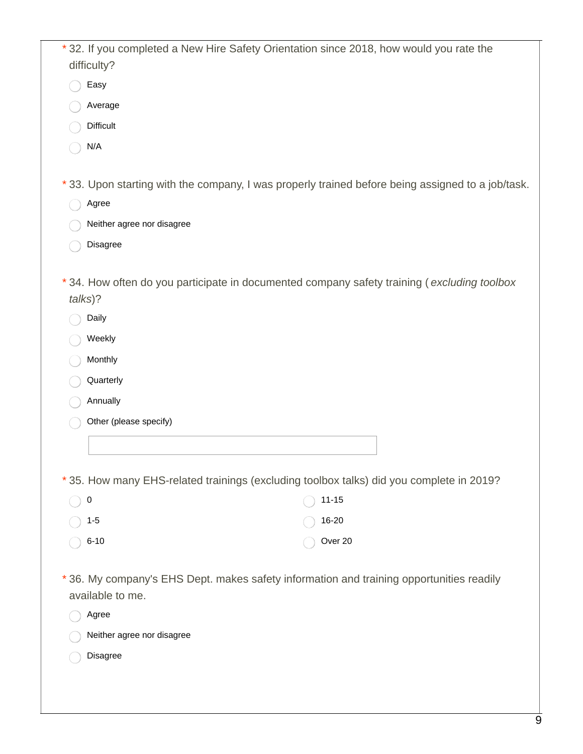\* 32. If you completed a New Hire Safety Orientation since 2018, how would you rate the difficulty?

- Easy
- Average
- Difficult
- N/A

\* 33. Upon starting with the company, I was properly trained before being assigned to a job/task.

- Agree
- Neither agree nor disagree
- Disagree

\* 34. How often do you participate in documented company safety training (*excluding toolbox talks*)?

- Daily
- Weekly
- Monthly
- Quarterly
- Annually
- Other (please specify)

\* 35. How many EHS-related trainings (excluding toolbox talks) did you complete in 2019?

- 0
- 1-5
- 6-10
- 11-15
- 16-20
- Over 20

\* 36. My company's EHS Dept. makes safety information and training opportunities readily available to me.

- Agree
- Neither agree nor disagree
- Disagree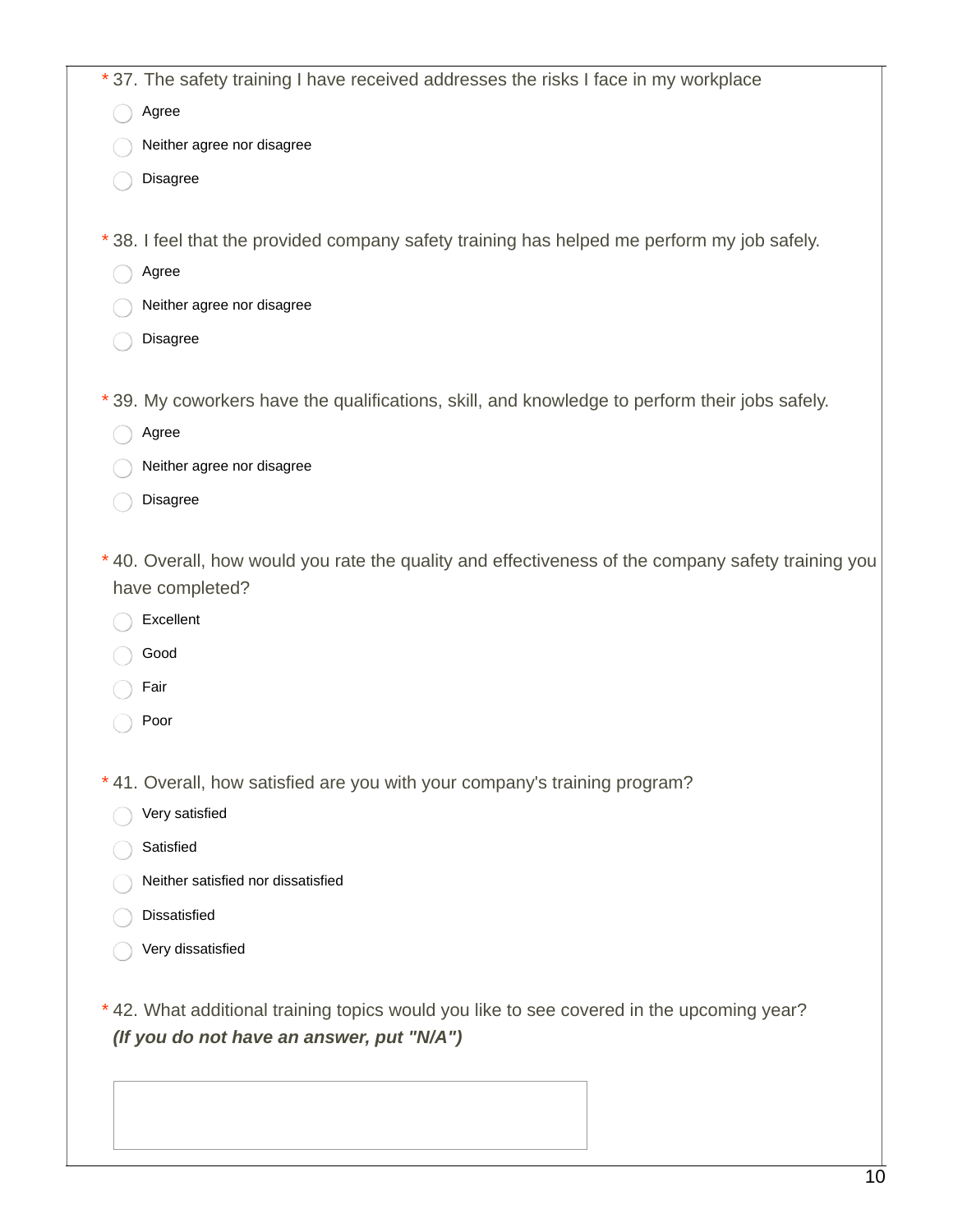\* 37. The safety training I have received addresses the risks I face in my workplace

- Agree
- Neither agree nor disagree
- Disagree

\* 38. I feel that the provided company safety training has helped me perform my job safely.

- Agree
- Neither agree nor disagree
- Disagree

\* 39. My coworkers have the qualifications, skill, and knowledge to perform their jobs safely.

- Agree
- Neither agree nor disagree
- Disagree

\* 40. Overall, how would you rate the quality and effectiveness of the company safety training you have completed?

- Excellent
- Good
- Fair
- Poor

\* 41. Overall, how satisfied are you with your company's training program?

- Very satisfied
- Satisfied
- Neither satisfied nor dissatisfied
- Dissatisfied
- Very dissatisfied

\* 42. What additional training topics would you like to see covered in the upcoming year?
***(If you do not have an answer, put "N/A")***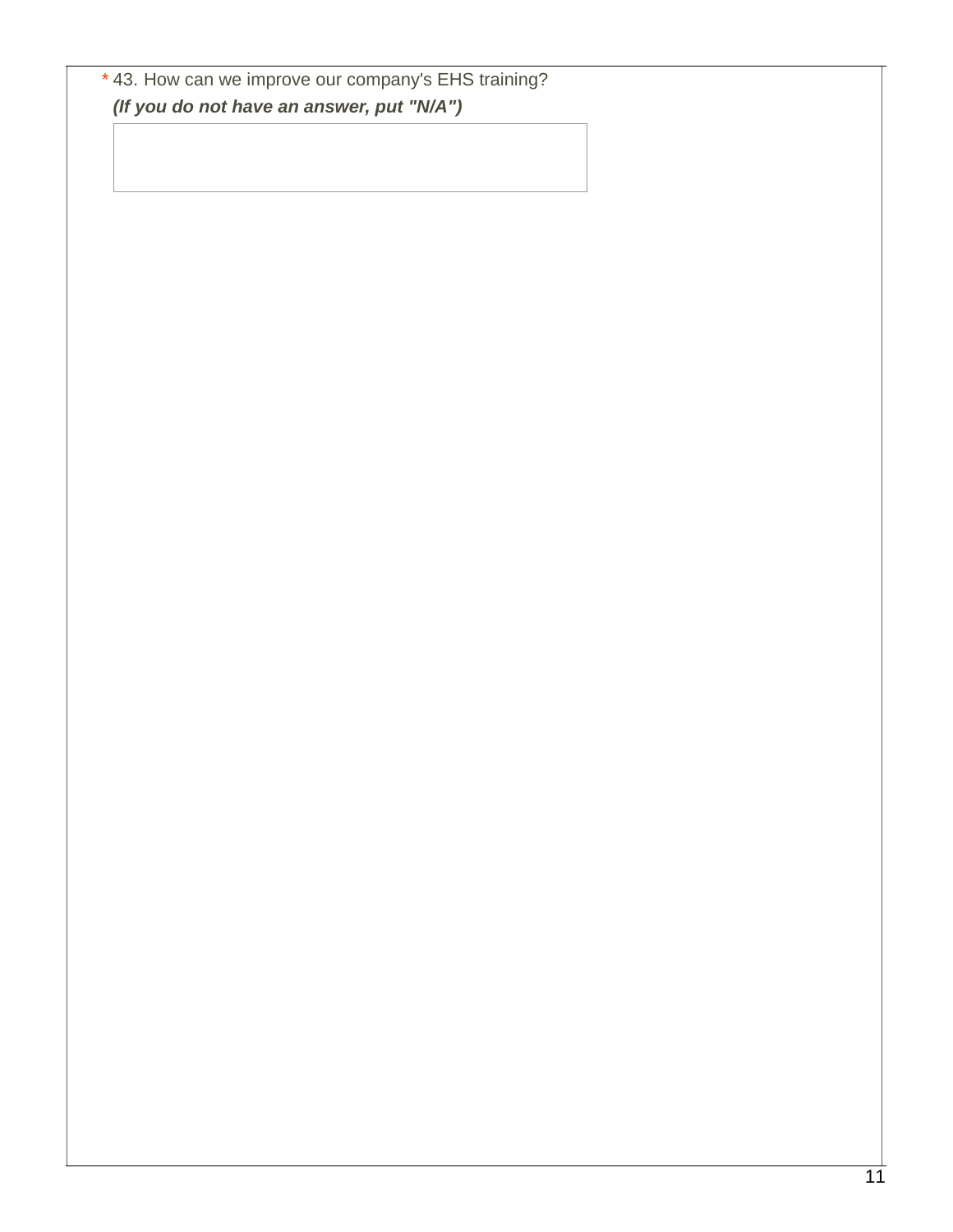* 43. How can we improve our company's EHS training?

***(If you do not have an answer, put "N/A")***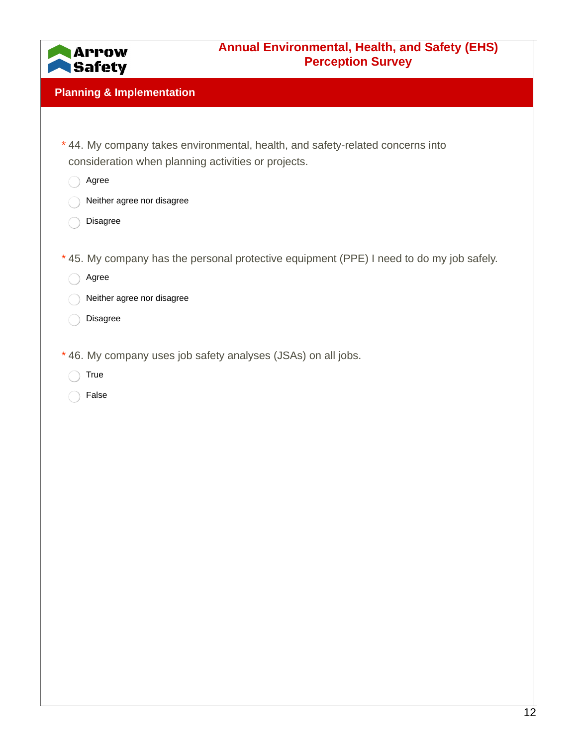## Planning & Implementation

\* 44. My company takes environmental, health, and safety-related concerns into consideration when planning activities or projects.

- Agree
- Neither agree nor disagree
- Disagree

\* 45. My company has the personal protective equipment (PPE) I need to do my job safely.

- Agree
- Neither agree nor disagree
- Disagree

\* 46. My company uses job safety analyses (JSAs) on all jobs.

- True
- False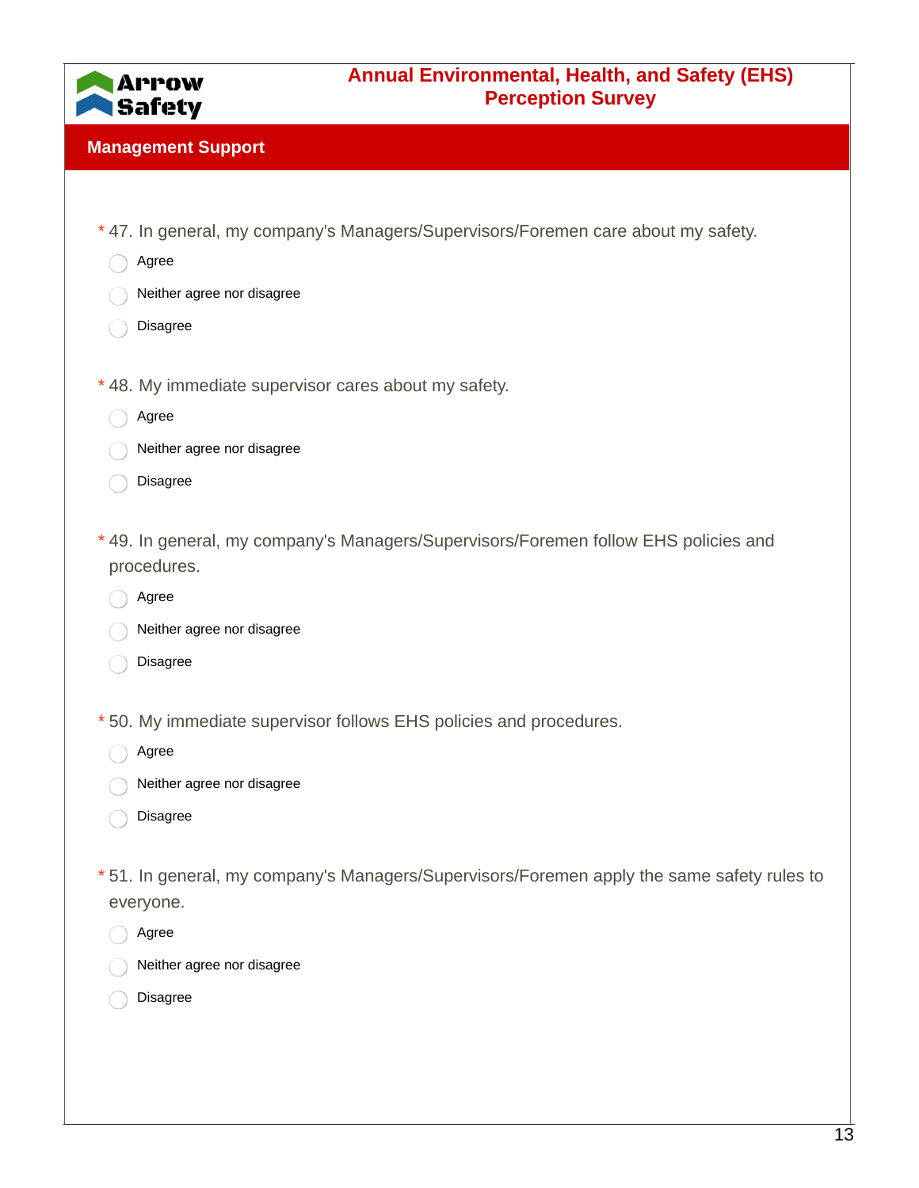## Management Support

\* 47. In general, my company's Managers/Supervisors/Foremen care about my safety.

- Agree
- Neither agree nor disagree
- Disagree

\* 48. My immediate supervisor cares about my safety.

- Agree
- Neither agree nor disagree
- Disagree

\* 49. In general, my company's Managers/Supervisors/Foremen follow EHS policies and procedures.

- Agree
- Neither agree nor disagree
- Disagree

\* 50. My immediate supervisor follows EHS policies and procedures.

- Agree
- Neither agree nor disagree
- Disagree

\* 51. In general, my company's Managers/Supervisors/Foremen apply the same safety rules to everyone.

- Agree
- Neither agree nor disagree
- Disagree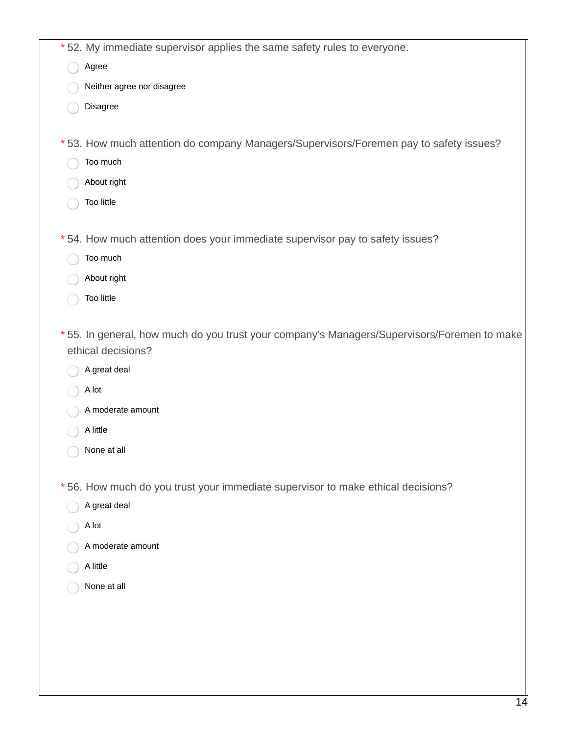\* 52. My immediate supervisor applies the same safety rules to everyone.

- Agree
- Neither agree nor disagree
- Disagree

\* 53. How much attention do company Managers/Supervisors/Foremen pay to safety issues?

- Too much
- About right
- Too little

\* 54. How much attention does your immediate supervisor pay to safety issues?

- Too much
- About right
- Too little

\* 55. In general, how much do you trust your company's Managers/Supervisors/Foremen to make ethical decisions?

- A great deal
- A lot
- A moderate amount
- A little
- None at all

\* 56. How much do you trust your immediate supervisor to make ethical decisions?

- A great deal
- A lot
- A moderate amount
- A little
- None at all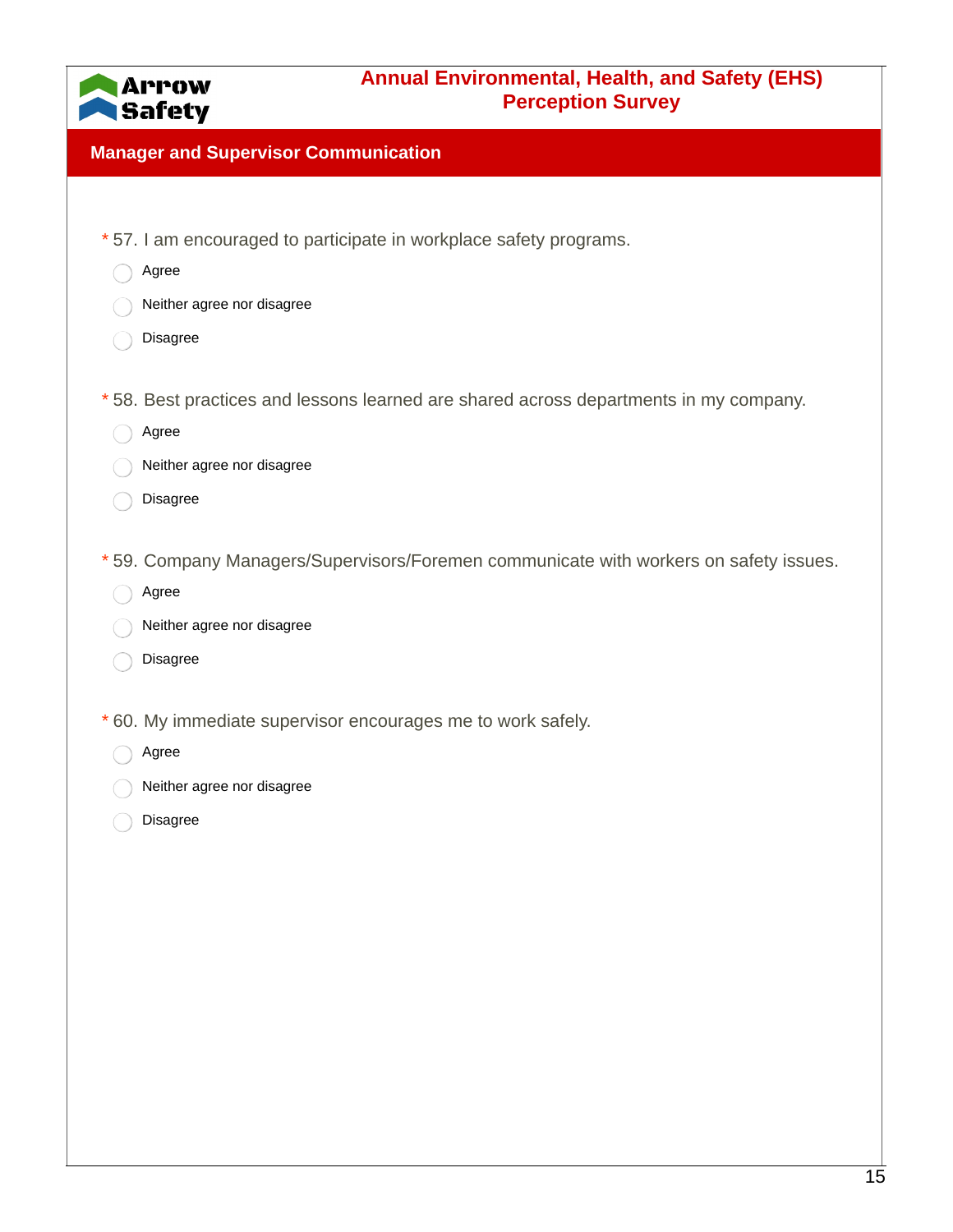## Manager and Supervisor Communication

\* 57. I am encouraged to participate in workplace safety programs.

- ◯ Agree
- ◯ Neither agree nor disagree
- ◯ Disagree

\* 58. Best practices and lessons learned are shared across departments in my company.

- ◯ Agree
- ◯ Neither agree nor disagree
- ◯ Disagree

\* 59. Company Managers/Supervisors/Foremen communicate with workers on safety issues.

- ◯ Agree
- ◯ Neither agree nor disagree
- ◯ Disagree

\* 60. My immediate supervisor encourages me to work safely.

- ◯ Agree
- ◯ Neither agree nor disagree
- ◯ Disagree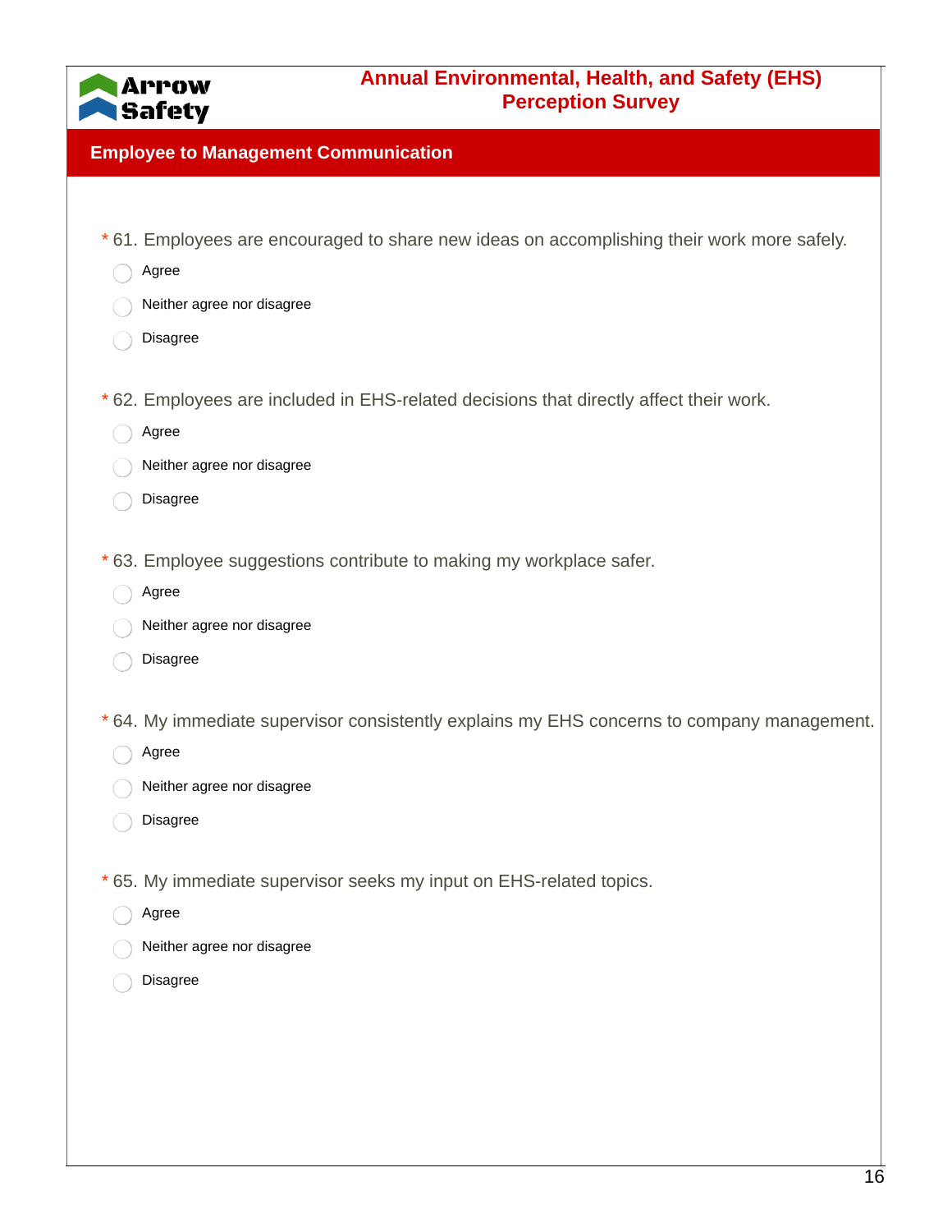## Employee to Management Communication

\* 61. Employees are encouraged to share new ideas on accomplishing their work more safely.

- Agree
- Neither agree nor disagree
- Disagree

\* 62. Employees are included in EHS-related decisions that directly affect their work.

- Agree
- Neither agree nor disagree
- Disagree

\* 63. Employee suggestions contribute to making my workplace safer.

- Agree
- Neither agree nor disagree
- Disagree

\* 64. My immediate supervisor consistently explains my EHS concerns to company management.

- Agree
- Neither agree nor disagree
- Disagree

\* 65. My immediate supervisor seeks my input on EHS-related topics.

- Agree
- Neither agree nor disagree
- Disagree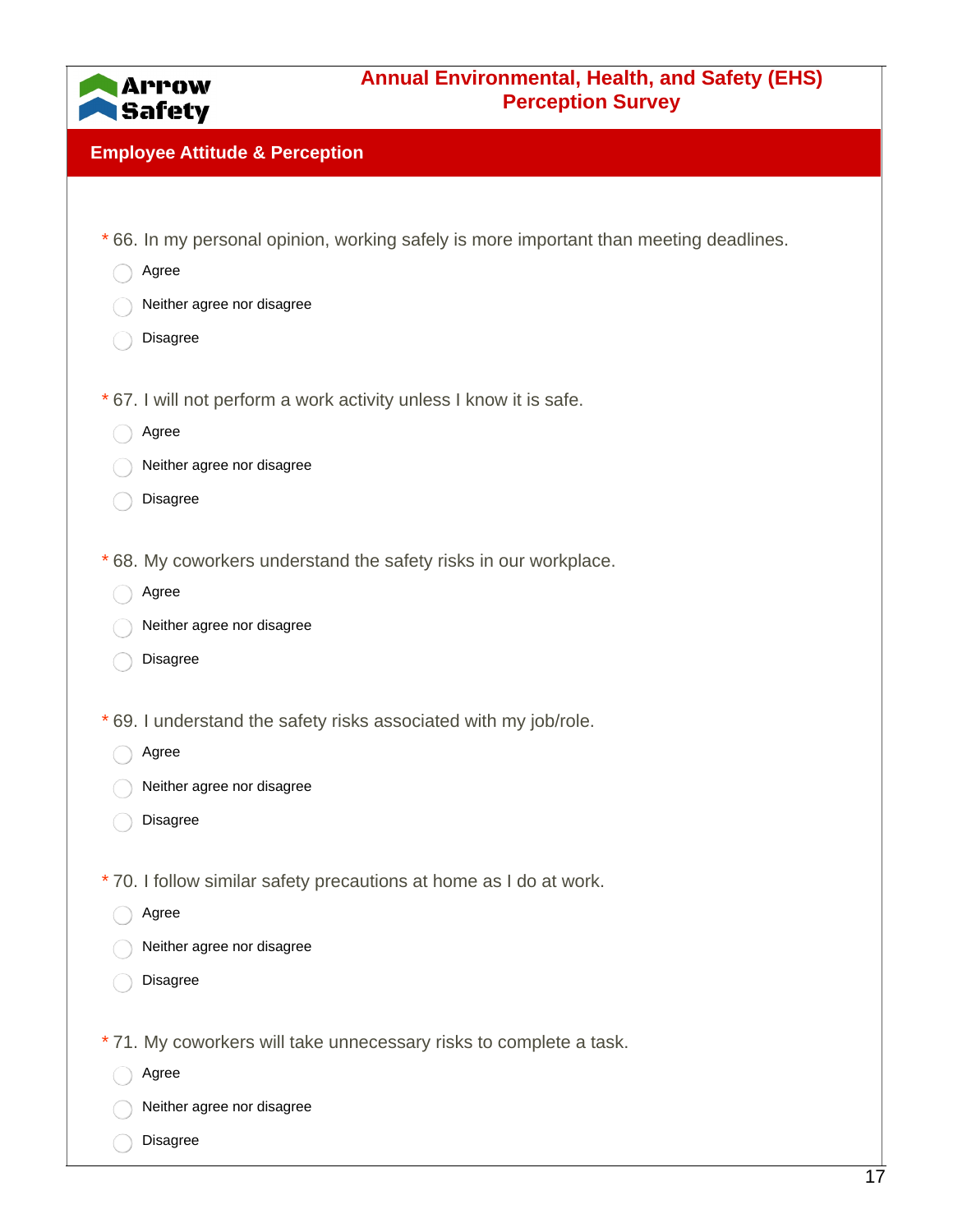## Employee Attitude & Perception

\* 66. In my personal opinion, working safely is more important than meeting deadlines.

- Agree
- Neither agree nor disagree
- Disagree

\* 67. I will not perform a work activity unless I know it is safe.

- Agree
- Neither agree nor disagree
- Disagree

\* 68. My coworkers understand the safety risks in our workplace.

- Agree
- Neither agree nor disagree
- Disagree

\* 69. I understand the safety risks associated with my job/role.

- Agree
- Neither agree nor disagree
- Disagree

\* 70. I follow similar safety precautions at home as I do at work.

- Agree
- Neither agree nor disagree
- Disagree

\* 71. My coworkers will take unnecessary risks to complete a task.

- Agree
- Neither agree nor disagree
- Disagree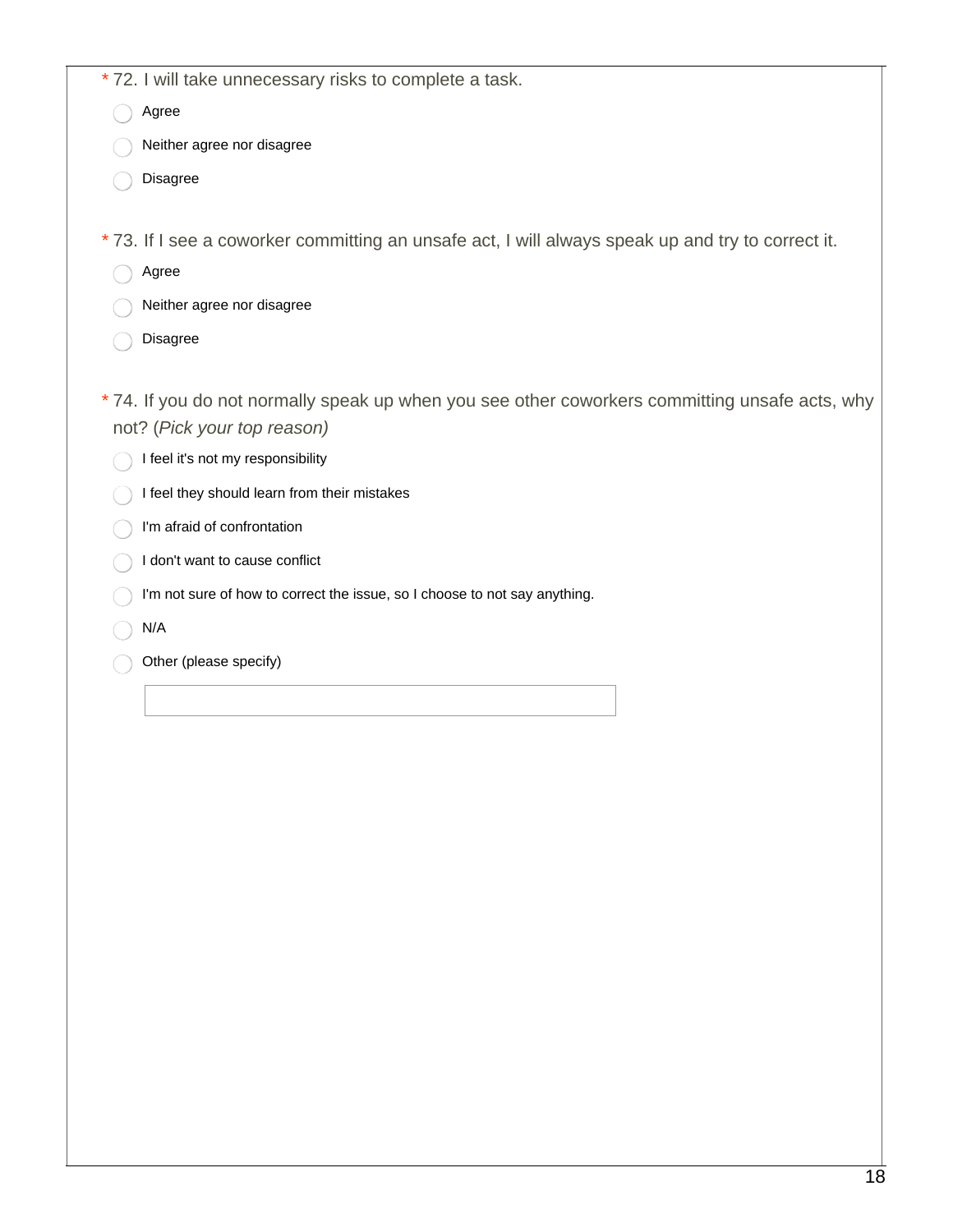\* 72. I will take unnecessary risks to complete a task.

- Agree
- Neither agree nor disagree
- Disagree

\* 73. If I see a coworker committing an unsafe act, I will always speak up and try to correct it.

- Agree
- Neither agree nor disagree
- Disagree

\* 74. If you do not normally speak up when you see other coworkers committing unsafe acts, why not? (*Pick your top reason)*

- I feel it's not my responsibility
- I feel they should learn from their mistakes
- I'm afraid of confrontation
- I don't want to cause conflict
- I'm not sure of how to correct the issue, so I choose to not say anything.
- N/A
- Other (please specify)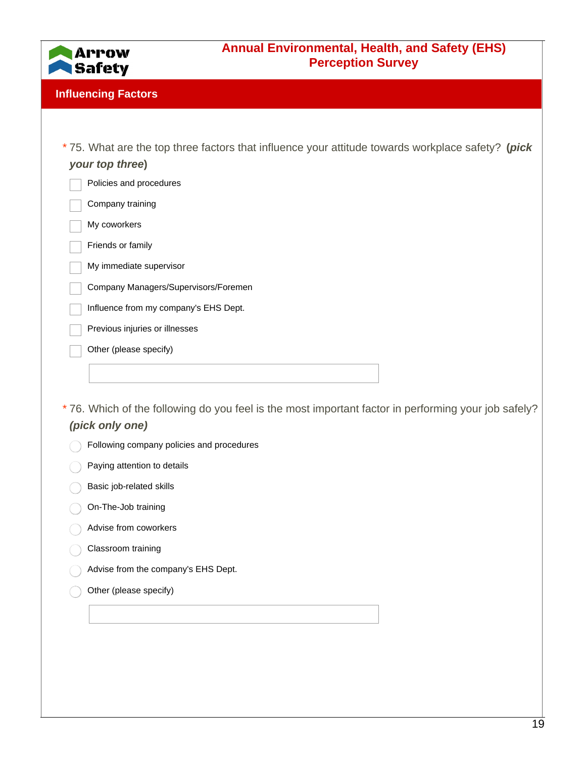## Influencing Factors

\* 75. What are the top three factors that influence your attitude towards workplace safety? **(*pick your top three*)**

- [ ] Policies and procedures
- [ ] Company training
- [ ] My coworkers
- [ ] Friends or family
- [ ] My immediate supervisor
- [ ] Company Managers/Supervisors/Foremen
- [ ] Influence from my company's EHS Dept.
- [ ] Previous injuries or illnesses
- [ ] Other (please specify)

\* 76. Which of the following do you feel is the most important factor in performing your job safely? ***(pick only one)***

- ○ Following company policies and procedures
- ○ Paying attention to details
- ○ Basic job-related skills
- ○ On-The-Job training
- ○ Advise from coworkers
- ○ Classroom training
- ○ Advise from the company's EHS Dept.
- ○ Other (please specify)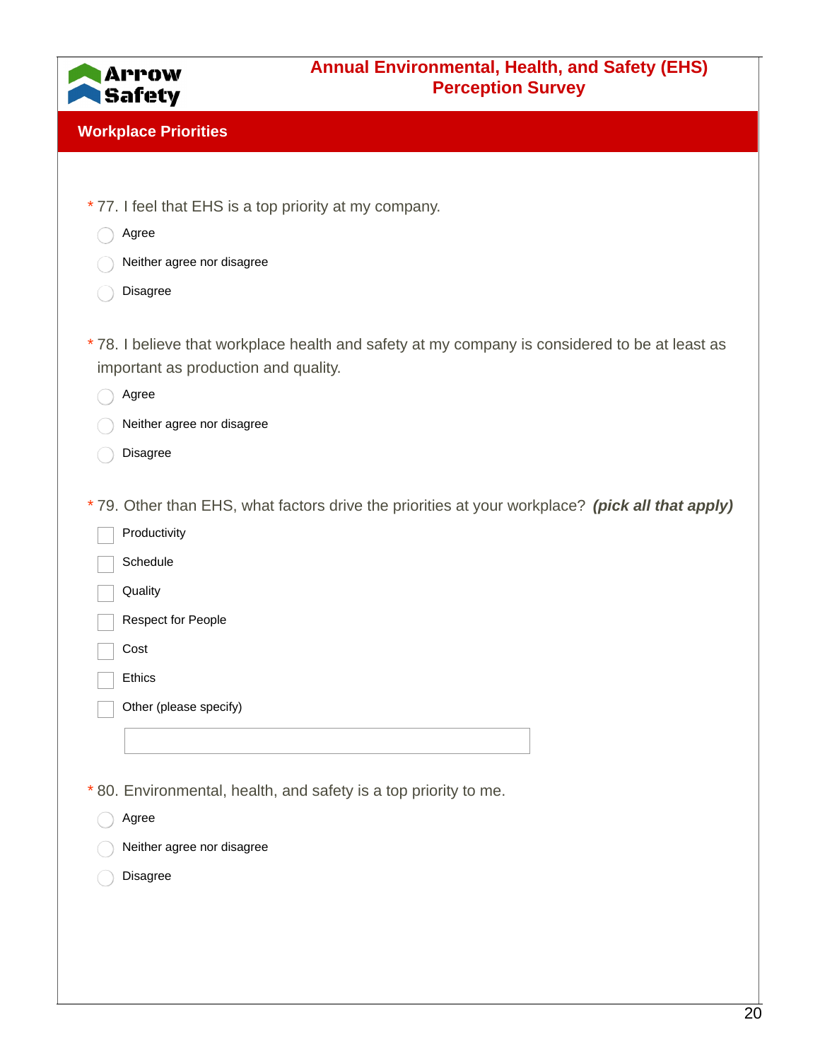Arrow Safety

# Annual Environmental, Health, and Safety (EHS) Perception Survey

## Workplace Priorities

\* 77. I feel that EHS is a top priority at my company.

- Agree
- Neither agree nor disagree
- Disagree

\* 78. I believe that workplace health and safety at my company is considered to be at least as important as production and quality.

- Agree
- Neither agree nor disagree
- Disagree

\* 79. Other than EHS, what factors drive the priorities at your workplace? ***(pick all that apply)***

- [ ] Productivity
- [ ] Schedule
- [ ] Quality
- [ ] Respect for People
- [ ] Cost
- [ ] Ethics
- [ ] Other (please specify)

\* 80. Environmental, health, and safety is a top priority to me.

- Agree
- Neither agree nor disagree
- Disagree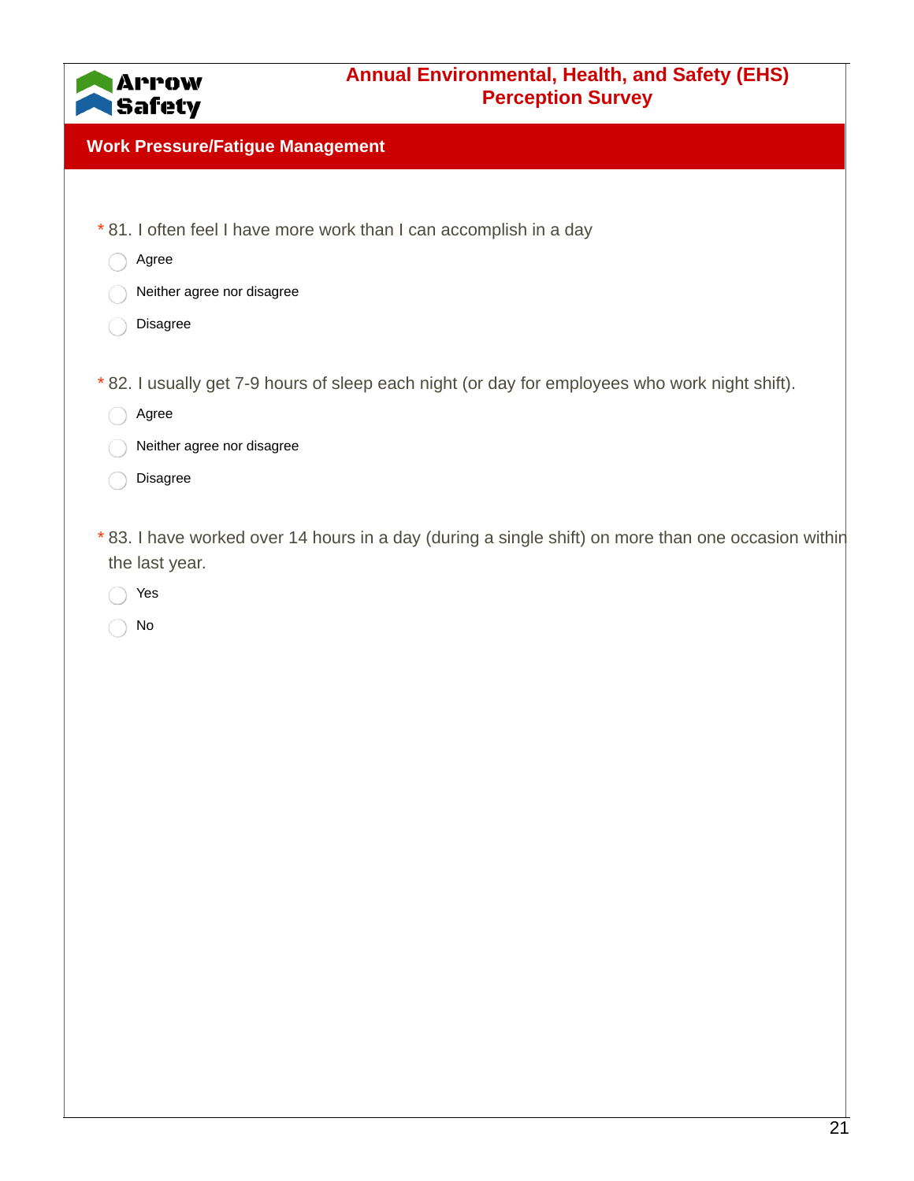## Work Pressure/Fatigue Management

* 81. I often feel I have more work than I can accomplish in a day

- Agree
- Neither agree nor disagree
- Disagree

* 82. I usually get 7-9 hours of sleep each night (or day for employees who work night shift).

- Agree
- Neither agree nor disagree
- Disagree

* 83. I have worked over 14 hours in a day (during a single shift) on more than one occasion within the last year.

- Yes
- No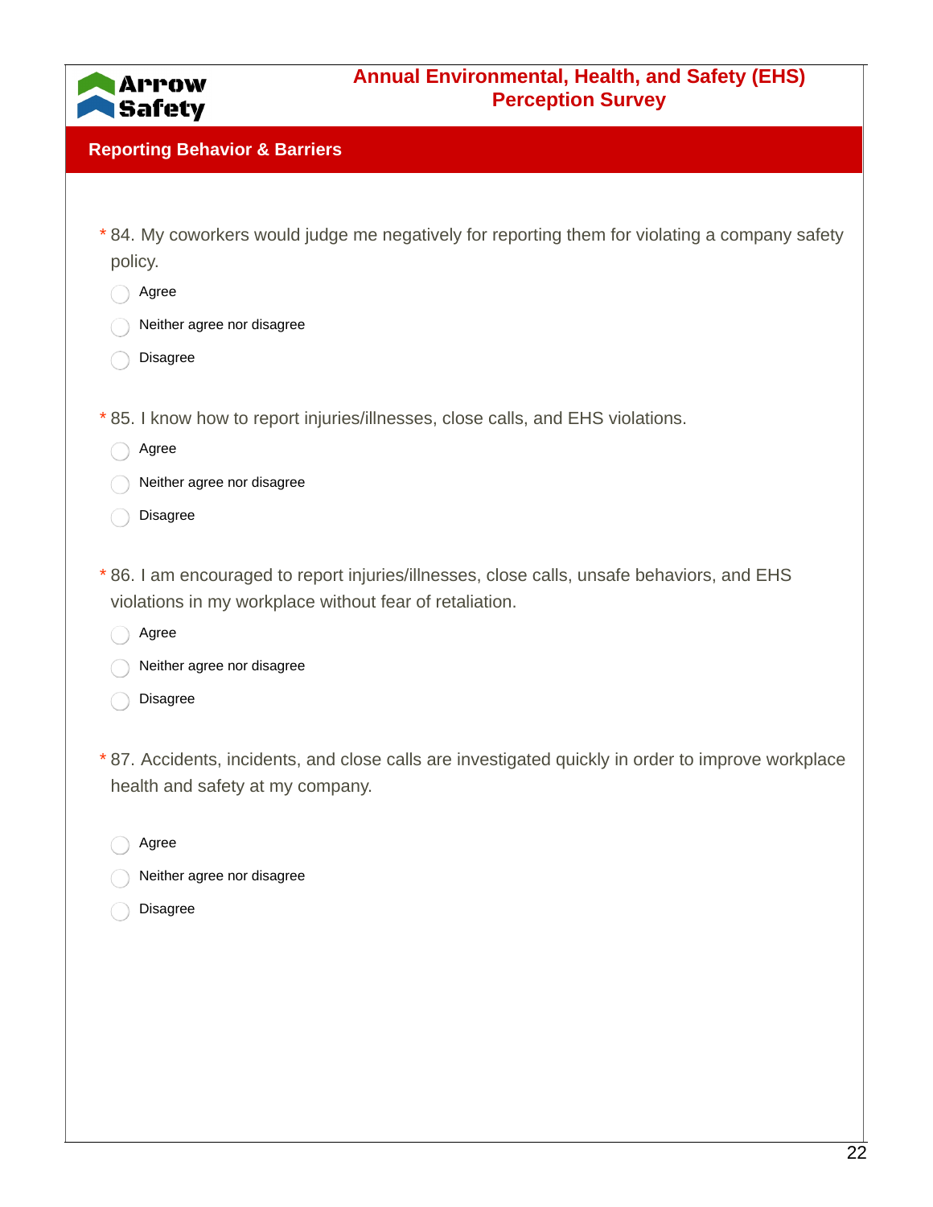## Reporting Behavior & Barriers

\* 84. My coworkers would judge me negatively for reporting them for violating a company safety policy.

- Agree
- Neither agree nor disagree
- Disagree

\* 85. I know how to report injuries/illnesses, close calls, and EHS violations.

- Agree
- Neither agree nor disagree
- Disagree

\* 86. I am encouraged to report injuries/illnesses, close calls, unsafe behaviors, and EHS violations in my workplace without fear of retaliation.

- Agree
- Neither agree nor disagree
- Disagree

\* 87. Accidents, incidents, and close calls are investigated quickly in order to improve workplace health and safety at my company.

- Agree
- Neither agree nor disagree
- Disagree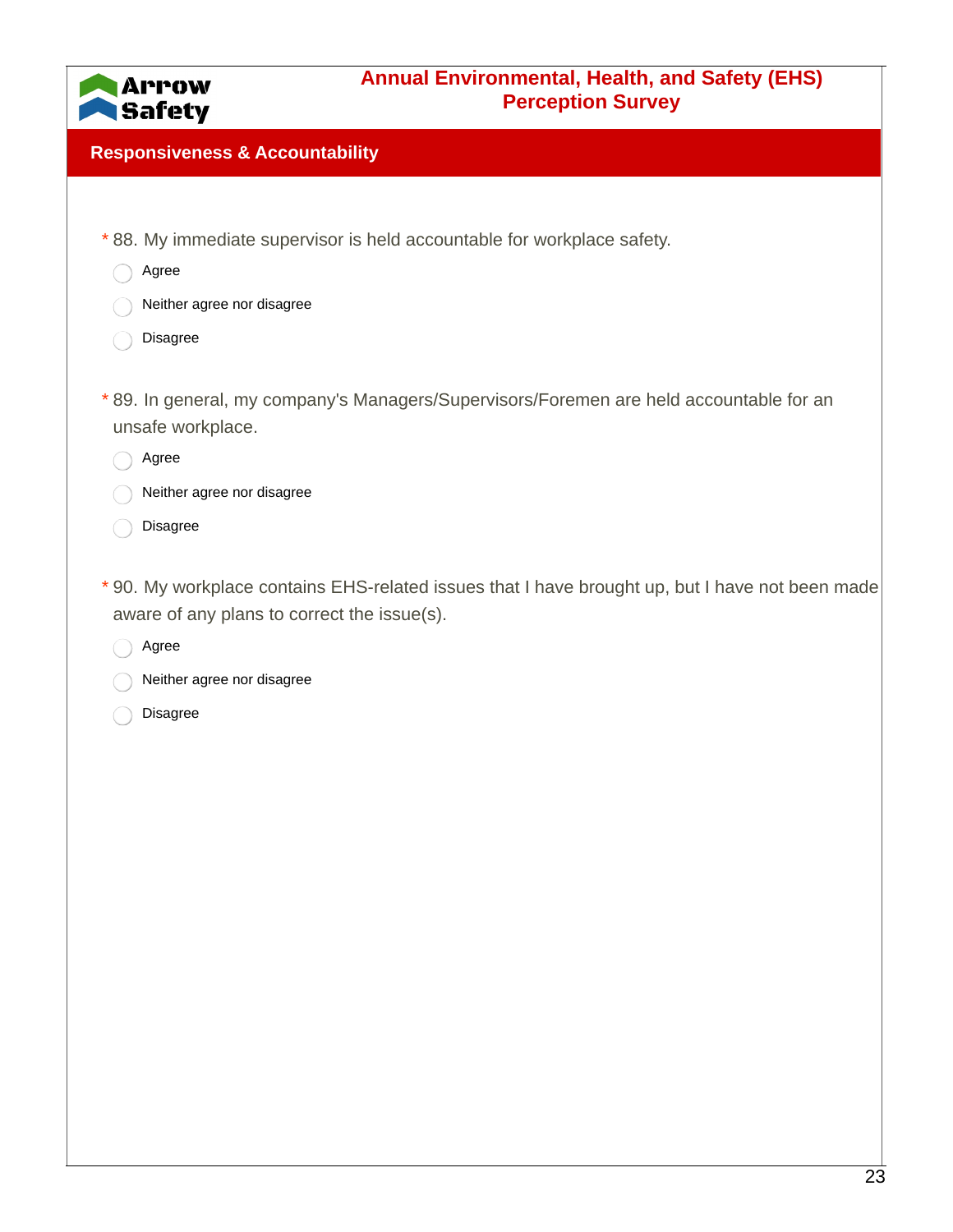## Responsiveness & Accountability

\* 88. My immediate supervisor is held accountable for workplace safety.

- Agree
- Neither agree nor disagree
- Disagree

\* 89. In general, my company's Managers/Supervisors/Foremen are held accountable for an unsafe workplace.

- Agree
- Neither agree nor disagree
- Disagree

\* 90. My workplace contains EHS-related issues that I have brought up, but I have not been made aware of any plans to correct the issue(s).

- Agree
- Neither agree nor disagree
- Disagree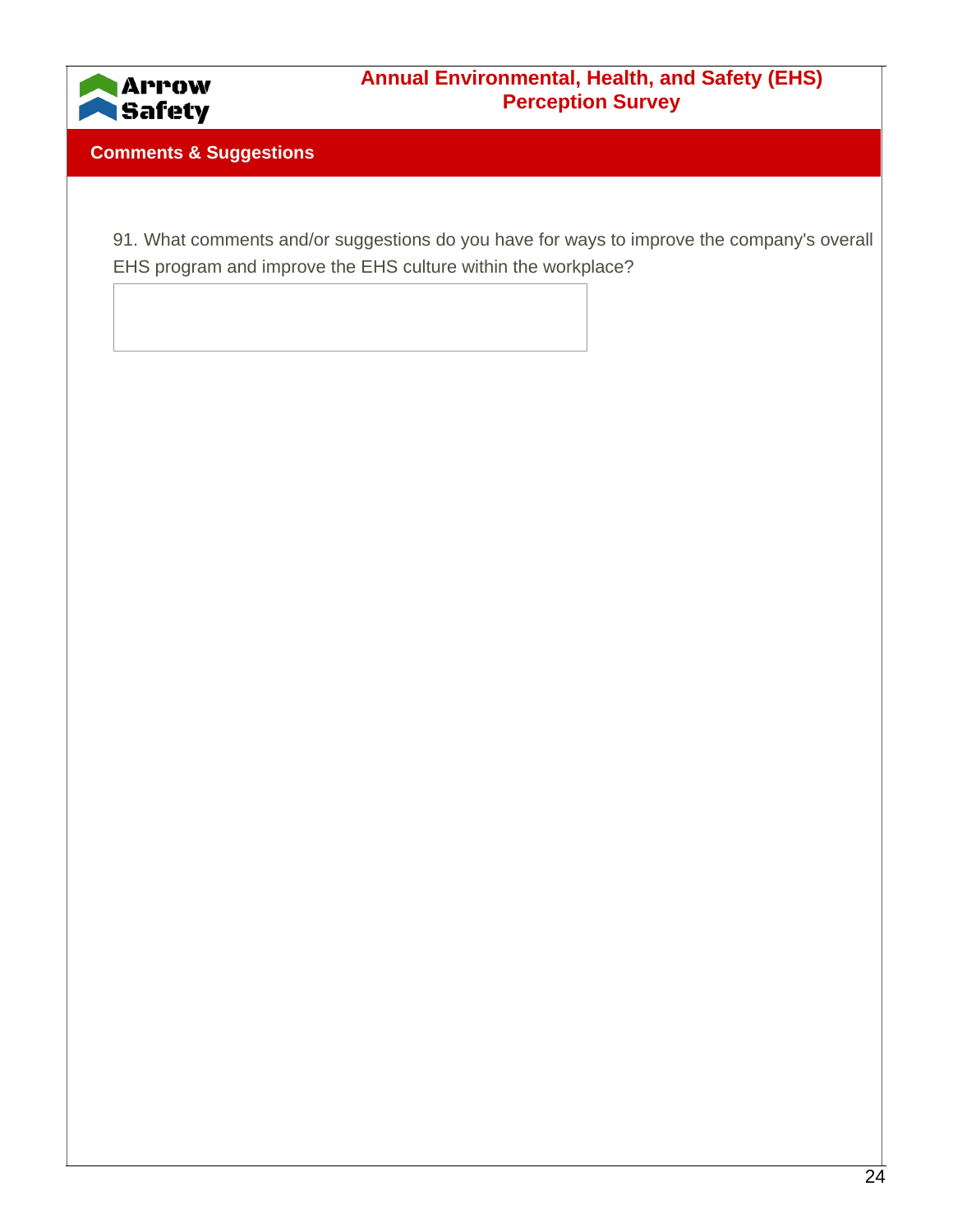## Comments & Suggestions

91. What comments and/or suggestions do you have for ways to improve the company's overall EHS program and improve the EHS culture within the workplace?